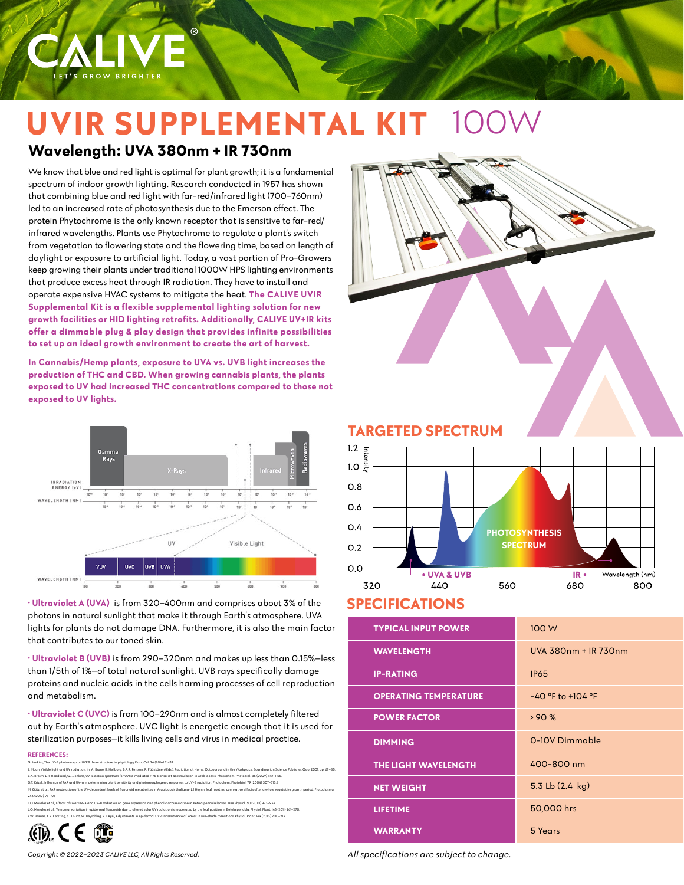# UVIR SUPPLEMENTAL KIT 100W

## Wavelength: UVA 380nm + IR 730nm

We know that blue and red light is optimal for plant growth; it is a fundamental spectrum of indoor growth lighting. Research conducted in 1957 has shown that combining blue and red light with far-red/infrared light (700–760nm) led to an increased rate of photosynthesis due to the Emerson effect. The protein Phytochrome is the only known receptor that is sensitive to far-red/infrared wavelengths. Plants use Phytochrome to regulate a plant's switch from vegetation to flowering state and the flowering time, based on length of daylight or exposure to artificial light. Today, a vast portion of Pro-Growers keep growing their plants under traditional 1000W HPS lighting environments that produce excess heat through IR radiation. They have to install and operate expensive HVAC systems to mitigate the heat. **The CALIVE UVIR Supplemental Kit is a flexible supplemental lighting solution for new growth facilities or HID lighting retrofits. Additionally, CALIVE UV+IR kits offer a dimmable plug & play design that provides infinite possibilities to set up an ideal growth environment to create the art of harvest.**

**In Cannabis/Hemp plants, exposure to UVA vs. UVB light increases the production of THC and CBD. When growing cannabis plants, the plants exposed to UV had increased THC concentrations compared to those not exposed to UV lights.**

- **Ultraviolet A (UVA)** is from 320–400nm and comprises about 3% of the photons in natural sunlight that make it through Earth's atmosphere. UVA lights for plants do not damage DNA. Furthermore, it is also the main factor that contributes to our toned skin.
- **Ultraviolet B (UVB)** is from 290–320nm and makes up less than 0.15%—less than 1/5th of 1%—of total natural sunlight. UVB rays specifically damage proteins and nucleic acids in the cells harming processes of cell reproduction and metabolism.
- **Ultraviolet C (UVC)** is from 100–290nm and is almost completely filtered out by Earth's atmosphere. UVC light is energetic enough that it is used for sterilization purposes—it kills living cells and virus in medical practice.

**REFERENCES:**

G. Jenkins, The UV-B photoreceptor UVR8: from structure to physiology. Plant Cell 26 (2014) 21–37.
J. Moan, Visible light and UV radiation, in: A. Brune, R. Hellborg, B.R.R. Persson, R. Pääkkönen (Eds.), Radiation at Home, Outdoors and in the Workplace, Scandinavian Science Publisher, Oslo, 2001, pp. 69–85.
B.A. Brown, L.R. Headland, G.I. Jenkins, UV-B action spectrum for UVR8-mediated HY5 transcript accumulation in Arabidopsis, Photochem. Photobiol. 85 (2009) 1147–1155.
D.T. Krizek, Influence of PAR and UV-A in determining plant sensitivity and photomorphogenic responses to UV-B radiation, Photochem. Photobiol. 79 (2004) 307–315.
M. Götz, et al., PAR modulation of the UV-dependent levels of flavonoid metabolites in Arabidopsis thaliana (L.) Heynh. leaf rosettes: cumulative effects after a whole vegetative growth period, Protoplasma 243 (2010) 95–103.
L.O. Morales et al., Effects of solar UV-A and UV-B radiation on gene expression and phenolic accumulation in Betula pendula leaves, Tree Physiol. 30 (2010) 923–934.
L.O. Morales et al., Temporal variation in epidermal flavonoids due to altered solar UV radiation is moderated by the leaf position in Betula pendula, Physiol. Plant. 143 (2011) 261–270.
P.W. Barnes, A.R. Kersting, S.D. Flint, W. Beyschlag, R.J. Ryel, Adjustments in epidermal UV-transmittance of leaves in sun-shade transitions, Physiol. Plant. 149 (2013) 200–213.

Copyright © 2022–2023 CALIVE LLC, All Rights Reserved.

## TARGETED SPECTRUM

## SPECIFICATIONS

| | |
|---|---|
| TYPICAL INPUT POWER | 100 W |
| WAVELENGTH | UVA 380nm + IR 730nm |
| IP-RATING | IP65 |
| OPERATING TEMPERATURE | -40 °F to +104 °F |
| POWER FACTOR | > 90 % |
| DIMMING | 0-10V Dimmable |
| THE LIGHT WAVELENGTH | 400-800 nm |
| NET WEIGHT | 5.3 Lb (2.4 kg) |
| LIFETIME | 50,000 hrs |
| WARRANTY | 5 Years |

*All specifications are subject to change.*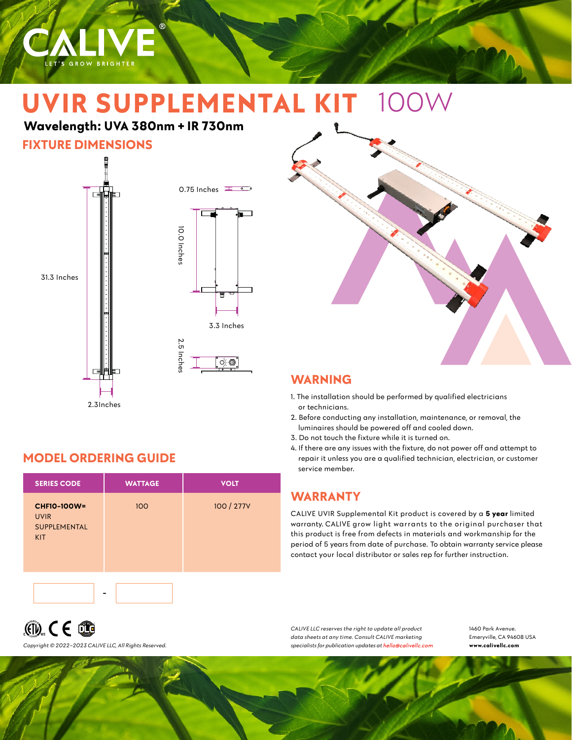CALIVE®
LET'S GROW BRIGHTER

# UVIR SUPPLEMENTAL KIT 100W

**Wavelength: UVA 380nm + IR 730nm**

## FIXTURE DIMENSIONS

31.3 Inches

2.3Inches

0.75 Inches

10.0 Inches

3.3 Inches

2.5 Inches

## WARNING

1. The installation should be performed by qualified electricians or technicians.
2. Before conducting any installation, maintenance, or removal, the luminaires should be powered off and cooled down.
3. Do not touch the fixture while it is turned on.
4. If there are any issues with the fixture, do not power off and attempt to repair it unless you are a qualified technician, electrician, or customer service member.

## MODEL ORDERING GUIDE

| SERIES CODE | WATTAGE | VOLT |
|---|---|---|
| **CHF10-100W=** UVIR SUPPLEMENTAL KIT | 100 | 100 / 277V |

## WARRANTY

CALIVE UVIR Supplemental Kit product is covered by a **5 year** limited warranty. CALIVE grow light warrants to the original purchaser that this product is free from defects in materials and workmanship for the period of 5 years from date of purchase. To obtain warranty service please contact your local distributor or sales rep for further instruction.

*Copyright © 2022–2023 CALIVE LLC, All Rights Reserved.*

*CALIVE LLC reserves the right to update all product data sheets at any time. Consult CALIVE marketing specialists for publication updates at hello@calivellc.com*

1460 Park Avenue.
Emeryville, CA 94608 USA
**www.calivellc.com**